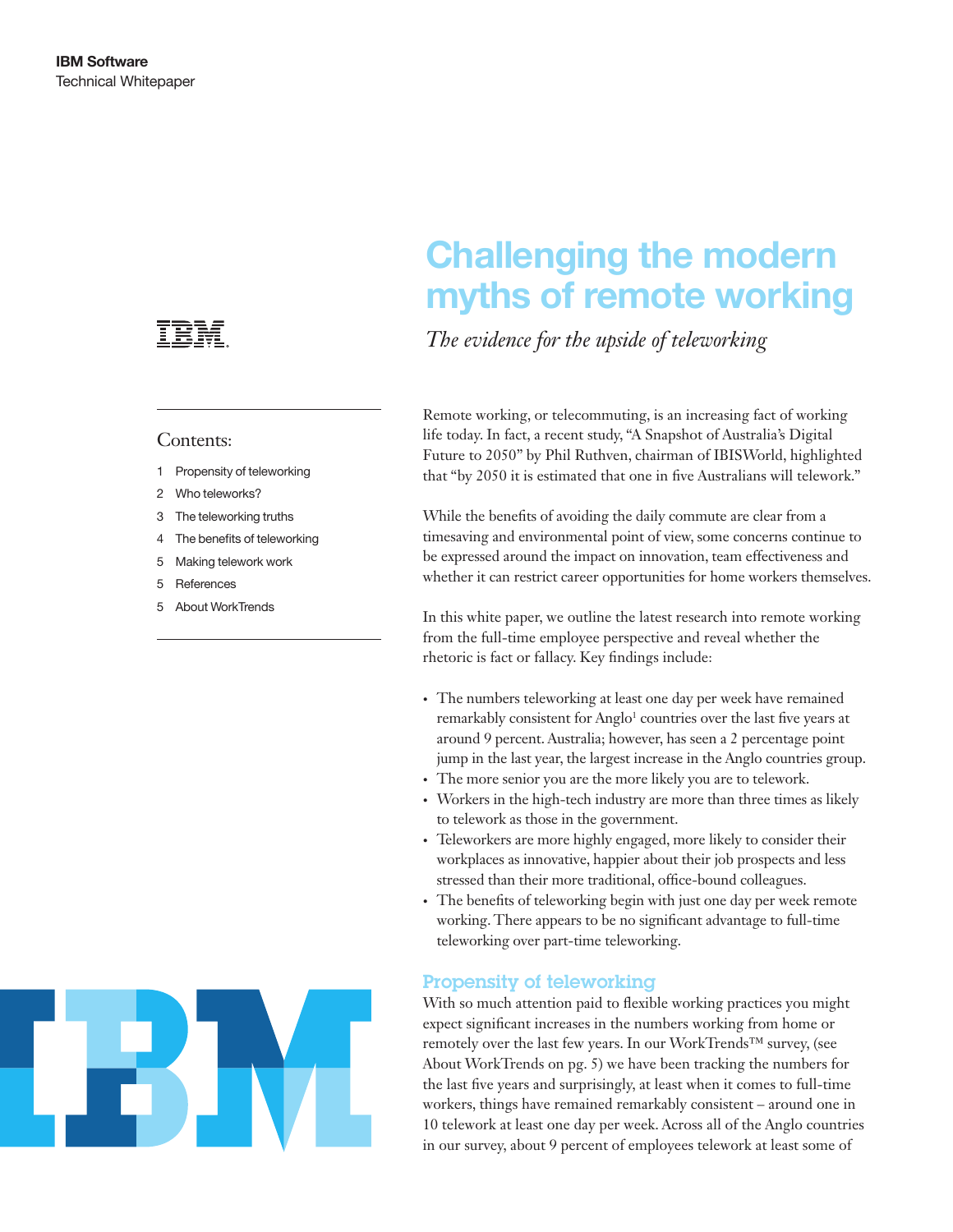IBM Software
Technical Whitepaper

# Challenging the modern myths of remote working

*The evidence for the upside of teleworking*

Contents:

1. Propensity of teleworking
2. Who teleworks?
3. The teleworking truths
4. The benefits of teleworking
5. Making telework work
5. References
5. About WorkTrends

Remote working, or telecommuting, is an increasing fact of working life today. In fact, a recent study, "A Snapshot of Australia's Digital Future to 2050" by Phil Ruthven, chairman of IBISWorld, highlighted that "by 2050 it is estimated that one in five Australians will telework."

While the benefits of avoiding the daily commute are clear from a timesaving and environmental point of view, some concerns continue to be expressed around the impact on innovation, team effectiveness and whether it can restrict career opportunities for home workers themselves.

In this white paper, we outline the latest research into remote working from the full-time employee perspective and reveal whether the rhetoric is fact or fallacy. Key findings include:

- The numbers teleworking at least one day per week have remained remarkably consistent for Anglo[1] countries over the last five years at around 9 percent. Australia; however, has seen a 2 percentage point jump in the last year, the largest increase in the Anglo countries group.
- The more senior you are the more likely you are to telework.
- Workers in the high-tech industry are more than three times as likely to telework as those in the government.
- Teleworkers are more highly engaged, more likely to consider their workplaces as innovative, happier about their job prospects and less stressed than their more traditional, office-bound colleagues.
- The benefits of teleworking begin with just one day per week remote working. There appears to be no significant advantage to full-time teleworking over part-time teleworking.

## Propensity of teleworking

With so much attention paid to flexible working practices you might expect significant increases in the numbers working from home or remotely over the last few years. In our WorkTrends™ survey, (see About WorkTrends on pg. 5) we have been tracking the numbers for the last five years and surprisingly, at least when it comes to full-time workers, things have remained remarkably consistent – around one in 10 telework at least one day per week. Across all of the Anglo countries in our survey, about 9 percent of employees telework at least some of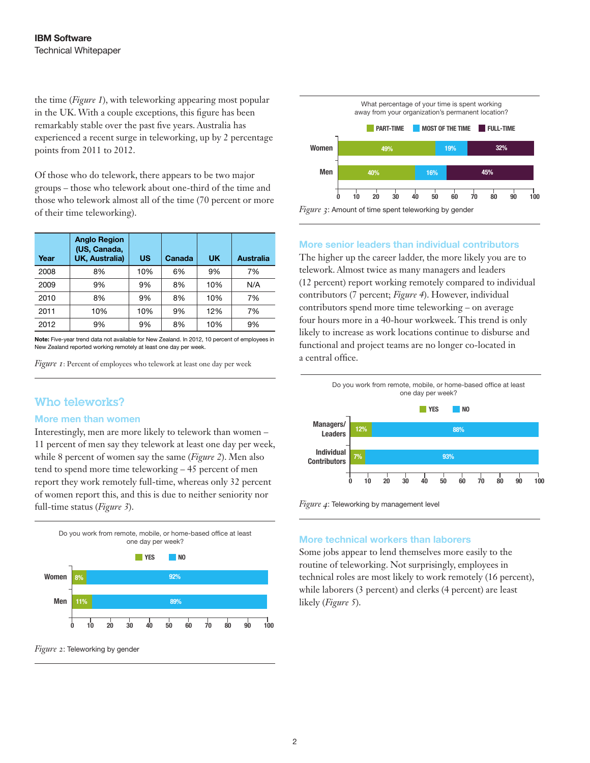the time (*Figure 1*), with teleworking appearing most popular in the UK. With a couple exceptions, this figure has been remarkably stable over the past five years. Australia has experienced a recent surge in teleworking, up by 2 percentage points from 2011 to 2012.

Of those who do telework, there appears to be two major groups – those who telework about one-third of the time and those who telework almost all of the time (70 percent or more of their time teleworking).

| Year | Anglo Region (US, Canada, UK, Australia) | US | Canada | UK | Australia |
|---|---|---|---|---|---|
| 2008 | 8% | 10% | 6% | 9% | 7% |
| 2009 | 9% | 9% | 8% | 10% | N/A |
| 2010 | 8% | 9% | 8% | 10% | 7% |
| 2011 | 10% | 10% | 9% | 12% | 7% |
| 2012 | 9% | 9% | 8% | 10% | 9% |

**Note:** Five-year trend data not available for New Zealand. In 2012, 10 percent of employees in New Zealand reported working remotely at least one day per week.

*Figure 1*: Percent of employees who telework at least one day per week

## Who teleworks?

### More men than women

Interestingly, men are more likely to telework than women – 11 percent of men say they telework at least one day per week, while 8 percent of women say the same (*Figure 2*). Men also tend to spend more time teleworking – 45 percent of men report they work remotely full-time, whereas only 32 percent of women report this, and this is due to neither seniority nor full-time status (*Figure 3*).

Do you work from remote, mobile, or home-based office at least one day per week?

| | YES | NO |
|---|---|---|
| Women | 8% | 92% |
| Men | 11% | 89% |

*Figure 2*: Teleworking by gender

What percentage of your time is spent working away from your organization's permanent location?

| | PART-TIME | MOST OF THE TIME | FULL-TIME |
|---|---|---|---|
| Women | 49% | 19% | 32% |
| Men | 40% | 16% | 45% |

*Figure 3*: Amount of time spent teleworking by gender

### More senior leaders than individual contributors

The higher up the career ladder, the more likely you are to telework. Almost twice as many managers and leaders (12 percent) report working remotely compared to individual contributors (7 percent; *Figure 4*). However, individual contributors spend more time teleworking – on average four hours more in a 40-hour workweek. This trend is only likely to increase as work locations continue to disburse and functional and project teams are no longer co-located in a central office.

Do you work from remote, mobile, or home-based office at least one day per week?

| | YES | NO |
|---|---|---|
| Managers/ Leaders | 12% | 88% |
| Individual Contributors | 7% | 93% |

*Figure 4*: Teleworking by management level

### More technical workers than laborers

Some jobs appear to lend themselves more easily to the routine of teleworking. Not surprisingly, employees in technical roles are most likely to work remotely (16 percent), while laborers (3 percent) and clerks (4 percent) are least likely (*Figure 5*).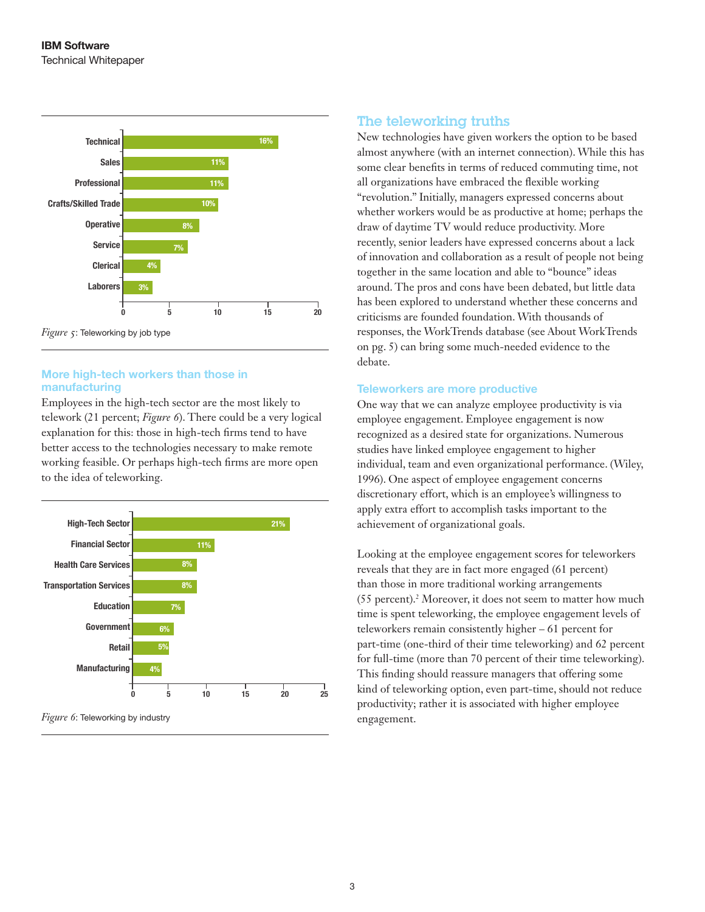| Job type | Teleworking |
| --- | --- |
| Technical | 16% |
| Sales | 11% |
| Professional | 11% |
| Crafts/Skilled Trade | 10% |
| Operative | 8% |
| Service | 7% |
| Clerical | 4% |
| Laborers | 3% |

*Figure 5*: Teleworking by job type

### More high-tech workers than those in manufacturing

Employees in the high-tech sector are the most likely to telework (21 percent; *Figure 6*). There could be a very logical explanation for this: those in high-tech firms tend to have better access to the technologies necessary to make remote working feasible. Or perhaps high-tech firms are more open to the idea of teleworking.

| Industry | Teleworking |
| --- | --- |
| High-Tech Sector | 21% |
| Financial Sector | 11% |
| Health Care Services | 8% |
| Transportation Services | 8% |
| Education | 7% |
| Government | 6% |
| Retail | 5% |
| Manufacturing | 4% |

*Figure 6*: Teleworking by industry

## The teleworking truths

New technologies have given workers the option to be based almost anywhere (with an internet connection). While this has some clear benefits in terms of reduced commuting time, not all organizations have embraced the flexible working "revolution." Initially, managers expressed concerns about whether workers would be as productive at home; perhaps the draw of daytime TV would reduce productivity. More recently, senior leaders have expressed concerns about a lack of innovation and collaboration as a result of people not being together in the same location and able to "bounce" ideas around. The pros and cons have been debated, but little data has been explored to understand whether these concerns and criticisms are founded foundation. With thousands of responses, the WorkTrends database (see About WorkTrends on pg. 5) can bring some much-needed evidence to the debate.

### Teleworkers are more productive

One way that we can analyze employee productivity is via employee engagement. Employee engagement is now recognized as a desired state for organizations. Numerous studies have linked employee engagement to higher individual, team and even organizational performance. (Wiley, 1996). One aspect of employee engagement concerns discretionary effort, which is an employee's willingness to apply extra effort to accomplish tasks important to the achievement of organizational goals.

Looking at the employee engagement scores for teleworkers reveals that they are in fact more engaged (61 percent) than those in more traditional working arrangements (55 percent).[2] Moreover, it does not seem to matter how much time is spent teleworking, the employee engagement levels of teleworkers remain consistently higher – 61 percent for part-time (one-third of their time teleworking) and 62 percent for full-time (more than 70 percent of their time teleworking). This finding should reassure managers that offering some kind of teleworking option, even part-time, should not reduce productivity; rather it is associated with higher employee engagement.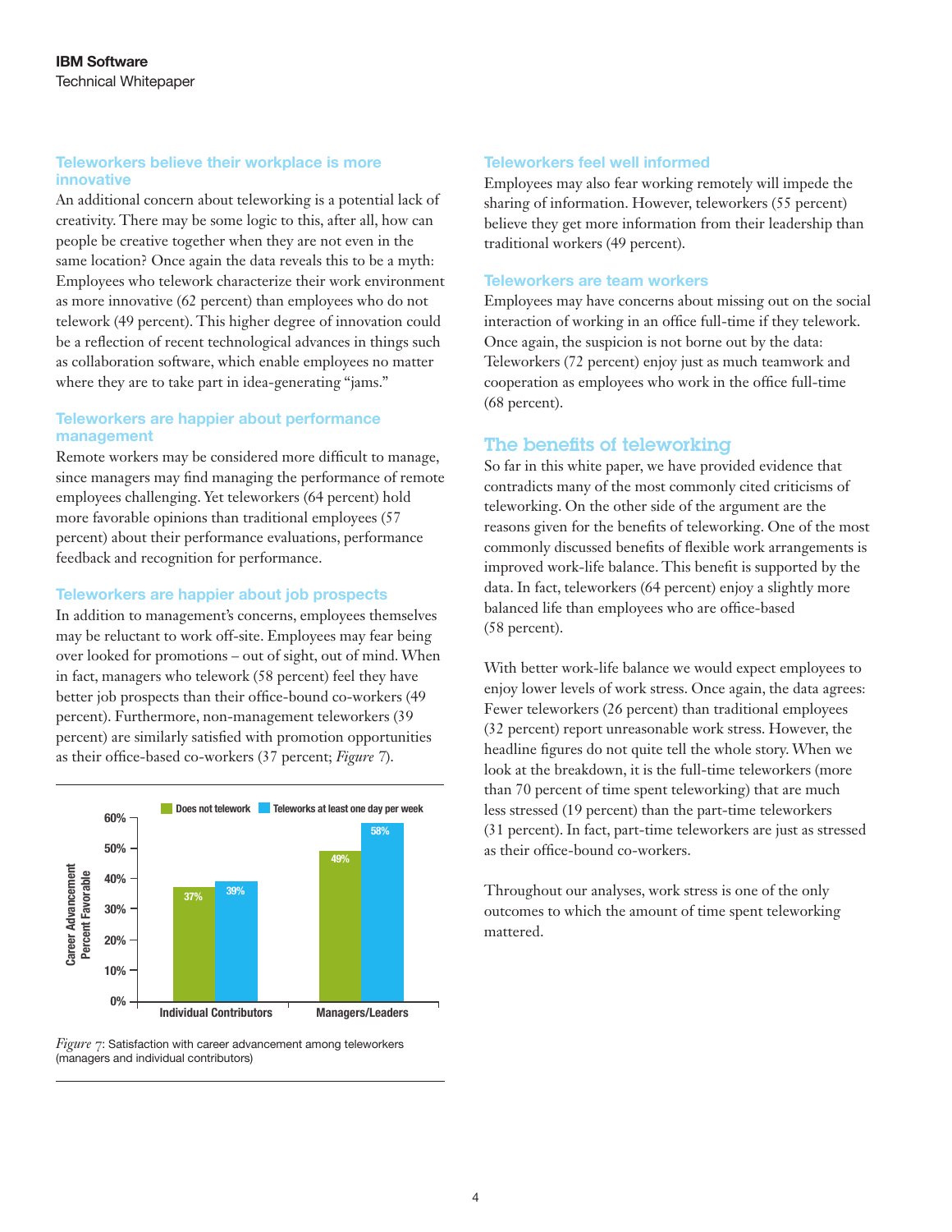### Teleworkers believe their workplace is more innovative

An additional concern about teleworking is a potential lack of creativity. There may be some logic to this, after all, how can people be creative together when they are not even in the same location? Once again the data reveals this to be a myth: Employees who telework characterize their work environment as more innovative (62 percent) than employees who do not telework (49 percent). This higher degree of innovation could be a reflection of recent technological advances in things such as collaboration software, which enable employees no matter where they are to take part in idea-generating "jams."

### Teleworkers are happier about performance management

Remote workers may be considered more difficult to manage, since managers may find managing the performance of remote employees challenging. Yet teleworkers (64 percent) hold more favorable opinions than traditional employees (57 percent) about their performance evaluations, performance feedback and recognition for performance.

### Teleworkers are happier about job prospects

In addition to management's concerns, employees themselves may be reluctant to work off-site. Employees may fear being over looked for promotions – out of sight, out of mind. When in fact, managers who telework (58 percent) feel they have better job prospects than their office-bound co-workers (49 percent). Furthermore, non-management teleworkers (39 percent) are similarly satisfied with promotion opportunities as their office-based co-workers (37 percent; *Figure 7*).

| Career Advancement Percent Favorable | Does not telework | Teleworks at least one day per week |
| --- | --- | --- |
| Individual Contributors | 37% | 39% |
| Managers/Leaders | 49% | 58% |

*Figure 7*: Satisfaction with career advancement among teleworkers (managers and individual contributors)

### Teleworkers feel well informed

Employees may also fear working remotely will impede the sharing of information. However, teleworkers (55 percent) believe they get more information from their leadership than traditional workers (49 percent).

### Teleworkers are team workers

Employees may have concerns about missing out on the social interaction of working in an office full-time if they telework. Once again, the suspicion is not borne out by the data: Teleworkers (72 percent) enjoy just as much teamwork and cooperation as employees who work in the office full-time (68 percent).

## The benefits of teleworking

So far in this white paper, we have provided evidence that contradicts many of the most commonly cited criticisms of teleworking. On the other side of the argument are the reasons given for the benefits of teleworking. One of the most commonly discussed benefits of flexible work arrangements is improved work-life balance. This benefit is supported by the data. In fact, teleworkers (64 percent) enjoy a slightly more balanced life than employees who are office-based (58 percent).

With better work-life balance we would expect employees to enjoy lower levels of work stress. Once again, the data agrees: Fewer teleworkers (26 percent) than traditional employees (32 percent) report unreasonable work stress. However, the headline figures do not quite tell the whole story. When we look at the breakdown, it is the full-time teleworkers (more than 70 percent of time spent teleworking) that are much less stressed (19 percent) than the part-time teleworkers (31 percent). In fact, part-time teleworkers are just as stressed as their office-bound co-workers.

Throughout our analyses, work stress is one of the only outcomes to which the amount of time spent teleworking mattered.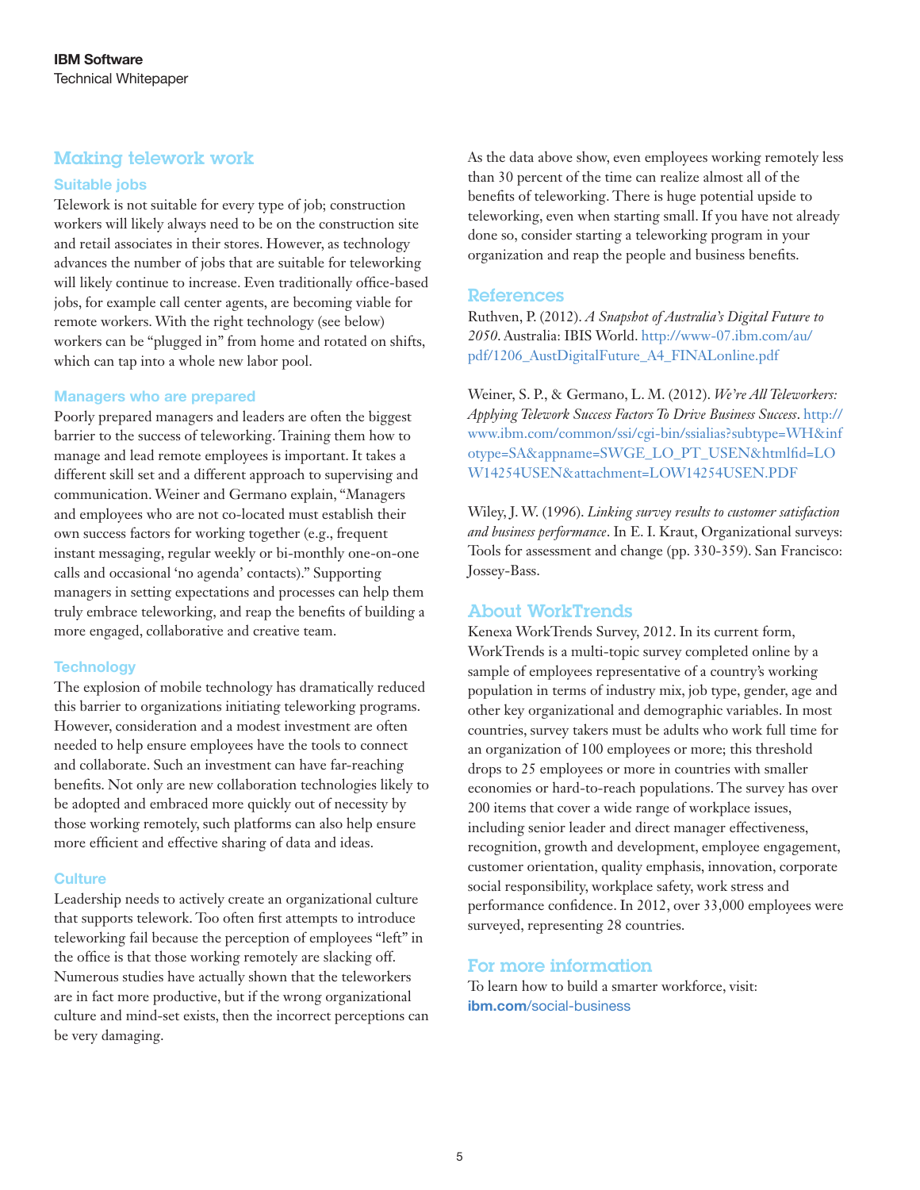## Making telework work

### Suitable jobs

Telework is not suitable for every type of job; construction workers will likely always need to be on the construction site and retail associates in their stores. However, as technology advances the number of jobs that are suitable for teleworking will likely continue to increase. Even traditionally office-based jobs, for example call center agents, are becoming viable for remote workers. With the right technology (see below) workers can be "plugged in" from home and rotated on shifts, which can tap into a whole new labor pool.

### Managers who are prepared

Poorly prepared managers and leaders are often the biggest barrier to the success of teleworking. Training them how to manage and lead remote employees is important. It takes a different skill set and a different approach to supervising and communication. Weiner and Germano explain, "Managers and employees who are not co-located must establish their own success factors for working together (e.g., frequent instant messaging, regular weekly or bi-monthly one-on-one calls and occasional 'no agenda' contacts)." Supporting managers in setting expectations and processes can help them truly embrace teleworking, and reap the benefits of building a more engaged, collaborative and creative team.

### Technology

The explosion of mobile technology has dramatically reduced this barrier to organizations initiating teleworking programs. However, consideration and a modest investment are often needed to help ensure employees have the tools to connect and collaborate. Such an investment can have far-reaching benefits. Not only are new collaboration technologies likely to be adopted and embraced more quickly out of necessity by those working remotely, such platforms can also help ensure more efficient and effective sharing of data and ideas.

### Culture

Leadership needs to actively create an organizational culture that supports telework. Too often first attempts to introduce teleworking fail because the perception of employees "left" in the office is that those working remotely are slacking off. Numerous studies have actually shown that the teleworkers are in fact more productive, but if the wrong organizational culture and mind-set exists, then the incorrect perceptions can be very damaging.

As the data above show, even employees working remotely less than 30 percent of the time can realize almost all of the benefits of teleworking. There is huge potential upside to teleworking, even when starting small. If you have not already done so, consider starting a teleworking program in your organization and reap the people and business benefits.

## References

Ruthven, P. (2012). *A Snapshot of Australia's Digital Future to 2050*. Australia: IBIS World. http://www-07.ibm.com/au/pdf/1206_AustDigitalFuture_A4_FINALonline.pdf

Weiner, S. P., & Germano, L. M. (2012). *We're All Teleworkers: Applying Telework Success Factors To Drive Business Success*. http://www.ibm.com/common/ssi/cgi-bin/ssialias?subtype=WH&infotype=SA&appname=SWGE_LO_PT_USEN&htmlfid=LOW14254USEN&attachment=LOW14254USEN.PDF

Wiley, J. W. (1996). *Linking survey results to customer satisfaction and business performance*. In E. I. Kraut, Organizational surveys: Tools for assessment and change (pp. 330-359). San Francisco: Jossey-Bass.

## About WorkTrends

Kenexa WorkTrends Survey, 2012. In its current form, WorkTrends is a multi-topic survey completed online by a sample of employees representative of a country's working population in terms of industry mix, job type, gender, age and other key organizational and demographic variables. In most countries, survey takers must be adults who work full time for an organization of 100 employees or more; this threshold drops to 25 employees or more in countries with smaller economies or hard-to-reach populations. The survey has over 200 items that cover a wide range of workplace issues, including senior leader and direct manager effectiveness, recognition, growth and development, employee engagement, customer orientation, quality emphasis, innovation, corporate social responsibility, workplace safety, work stress and performance confidence. In 2012, over 33,000 employees were surveyed, representing 28 countries.

## For more information

To learn how to build a smarter workforce, visit: **ibm.com**/social-business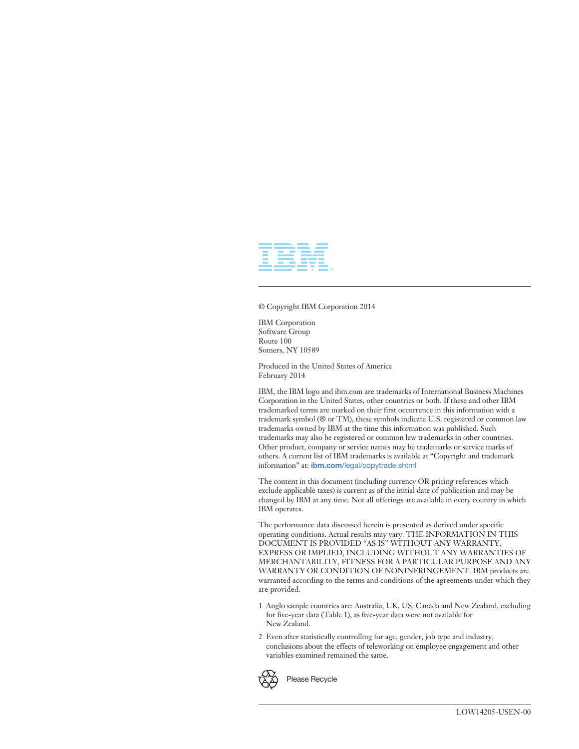© Copyright IBM Corporation 2014

IBM Corporation
Software Group
Route 100
Somers, NY 10589

Produced in the United States of America
February 2014

IBM, the IBM logo and ibm.com are trademarks of International Business Machines Corporation in the United States, other countries or both. If these and other IBM trademarked terms are marked on their first occurrence in this information with a trademark symbol (® or TM), these symbols indicate U.S. registered or common law trademarks owned by IBM at the time this information was published. Such trademarks may also be registered or common law trademarks in other countries. Other product, company or service names may be trademarks or service marks of others. A current list of IBM trademarks is available at "Copyright and trademark information" at: **ibm.com**/legal/copytrade.shtml

The content in this document (including currency OR pricing references which exclude applicable taxes) is current as of the initial date of publication and may be changed by IBM at any time. Not all offerings are available in every country in which IBM operates.

The performance data discussed herein is presented as derived under specific operating conditions. Actual results may vary. THE INFORMATION IN THIS DOCUMENT IS PROVIDED "AS IS" WITHOUT ANY WARRANTY, EXPRESS OR IMPLIED, INCLUDING WITHOUT ANY WARRANTIES OF MERCHANTABILITY, FITNESS FOR A PARTICULAR PURPOSE AND ANY WARRANTY OR CONDITION OF NONINFRINGEMENT. IBM products are warranted according to the terms and conditions of the agreements under which they are provided.

1 Anglo sample countries are: Australia, UK, US, Canada and New Zealand, excluding for five-year data (Table 1), as five-year data were not available for New Zealand.

2 Even after statistically controlling for age, gender, job type and industry, conclusions about the effects of teleworking on employee engagement and other variables examined remained the same.

Please Recycle

LOW14205-USEN-00